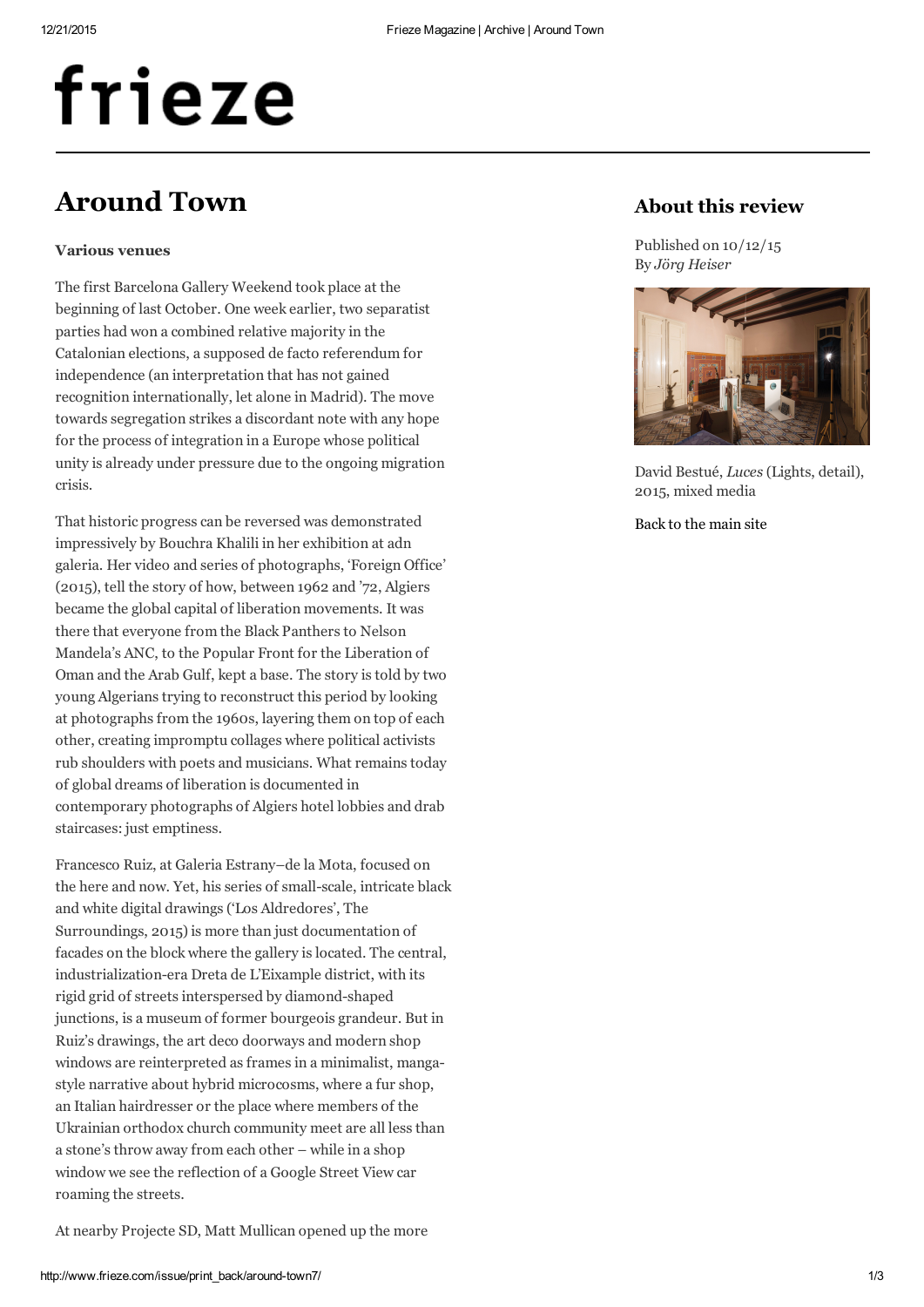# frieze

# Around Town

**Various venues**

The first Barcelona Gallery Weekend took place at the beginning of last October. One week earlier, two separatist parties had won a combined relative majority in the Catalonian elections, a supposed de facto referendum for independence (an interpretation that has not gained recognition internationally, let alone in Madrid). The move towards segregation strikes a discordant note with any hope for the process of integration in a Europe whose political unity is already under pressure due to the ongoing migration crisis.

That historic progress can be reversed was demonstrated impressively by Bouchra Khalili in her exhibition at adn galeria. Her video and series of photographs, 'Foreign Office' (2015), tell the story of how, between 1962 and '72, Algiers became the global capital of liberation movements. It was there that everyone from the Black Panthers to Nelson Mandela's ANC, to the Popular Front for the Liberation of Oman and the Arab Gulf, kept a base. The story is told by two young Algerians trying to reconstruct this period by looking at photographs from the 1960s, layering them on top of each other, creating impromptu collages where political activists rub shoulders with poets and musicians. What remains today of global dreams of liberation is documented in contemporary photographs of Algiers hotel lobbies and drab staircases: just emptiness.

Francesco Ruiz, at Galeria Estrany–de la Mota, focused on the here and now. Yet, his series of small-scale, intricate black and white digital drawings ('Los Aldredores', The Surroundings, 2015) is more than just documentation of facades on the block where the gallery is located. The central, industrialization-era Dreta de L'Eixample district, with its rigid grid of streets interspersed by diamond-shaped junctions, is a museum of former bourgeois grandeur. But in Ruiz's drawings, the art deco doorways and modern shop windows are reinterpreted as frames in a minimalist, manga-style narrative about hybrid microcosms, where a fur shop, an Italian hairdresser or the place where members of the Ukrainian orthodox church community meet are all less than a stone's throw away from each other – while in a shop window we see the reflection of a Google Street View car roaming the streets.

At nearby Projecte SD, Matt Mullican opened up the more

## About this review

Published on 10/12/15
By *Jörg Heiser*

David Bestué, *Luces* (Lights, detail), 2015, mixed media

Back to the main site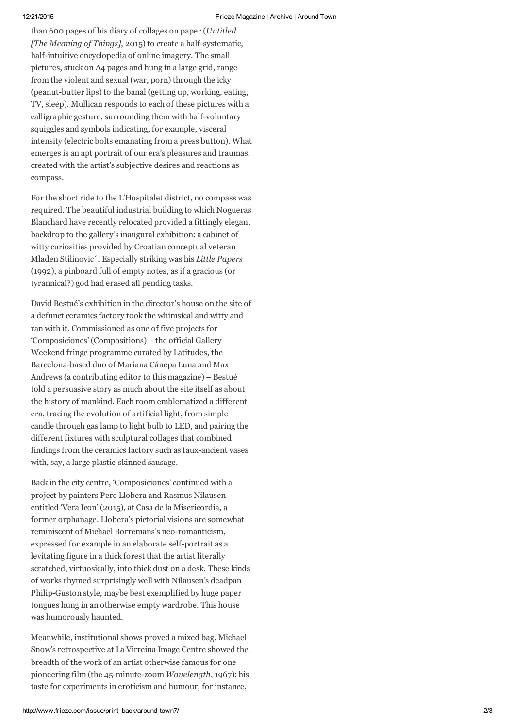than 600 pages of his diary of collages on paper (*Untitled [The Meaning of Things]*, 2015) to create a half-systematic, half-intuitive encyclopedia of online imagery. The small pictures, stuck on A4 pages and hung in a large grid, range from the violent and sexual (war, porn) through the icky (peanut-butter lips) to the banal (getting up, working, eating, TV, sleep). Mullican responds to each of these pictures with a calligraphic gesture, surrounding them with half-voluntary squiggles and symbols indicating, for example, visceral intensity (electric bolts emanating from a press button). What emerges is an apt portrait of our era's pleasures and traumas, created with the artist's subjective desires and reactions as compass.

For the short ride to the L'Hospitalet district, no compass was required. The beautiful industrial building to which Nogueras Blanchard have recently relocated provided a fittingly elegant backdrop to the gallery's inaugural exhibition: a cabinet of witty curiosities provided by Croatian conceptual veteran Mladen Stilinović. Especially striking was his *Little Papers* (1992), a pinboard full of empty notes, as if a gracious (or tyrannical?) god had erased all pending tasks.

David Bestué's exhibition in the director's house on the site of a defunct ceramics factory took the whimsical and witty and ran with it. Commissioned as one of five projects for 'Composiciones' (Compositions) – the official Gallery Weekend fringe programme curated by Latitudes, the Barcelona-based duo of Mariana Cánepa Luna and Max Andrews (a contributing editor to this magazine) – Bestué told a persuasive story as much about the site itself as about the history of mankind. Each room emblematized a different era, tracing the evolution of artificial light, from simple candle through gas lamp to light bulb to LED, and pairing the different fixtures with sculptural collages that combined findings from the ceramics factory such as faux-ancient vases with, say, a large plastic-skinned sausage.

Back in the city centre, 'Composiciones' continued with a project by painters Pere Llobera and Rasmus Nilausen entitled 'Vera Icon' (2015), at Casa de la Misericordia, a former orphanage. Llobera's pictorial visions are somewhat reminiscent of Michaël Borremans's neo-romanticism, expressed for example in an elaborate self-portrait as a levitating figure in a thick forest that the artist literally scratched, virtuosically, into thick dust on a desk. These kinds of works rhymed surprisingly well with Nilausen's deadpan Philip-Guston style, maybe best exemplified by huge paper tongues hung in an otherwise empty wardrobe. This house was humorously haunted.

Meanwhile, institutional shows proved a mixed bag. Michael Snow's retrospective at La Virreina Image Centre showed the breadth of the work of an artist otherwise famous for one pioneering film (the 45-minute-zoom *Wavelength*, 1967): his taste for experiments in eroticism and humour, for instance,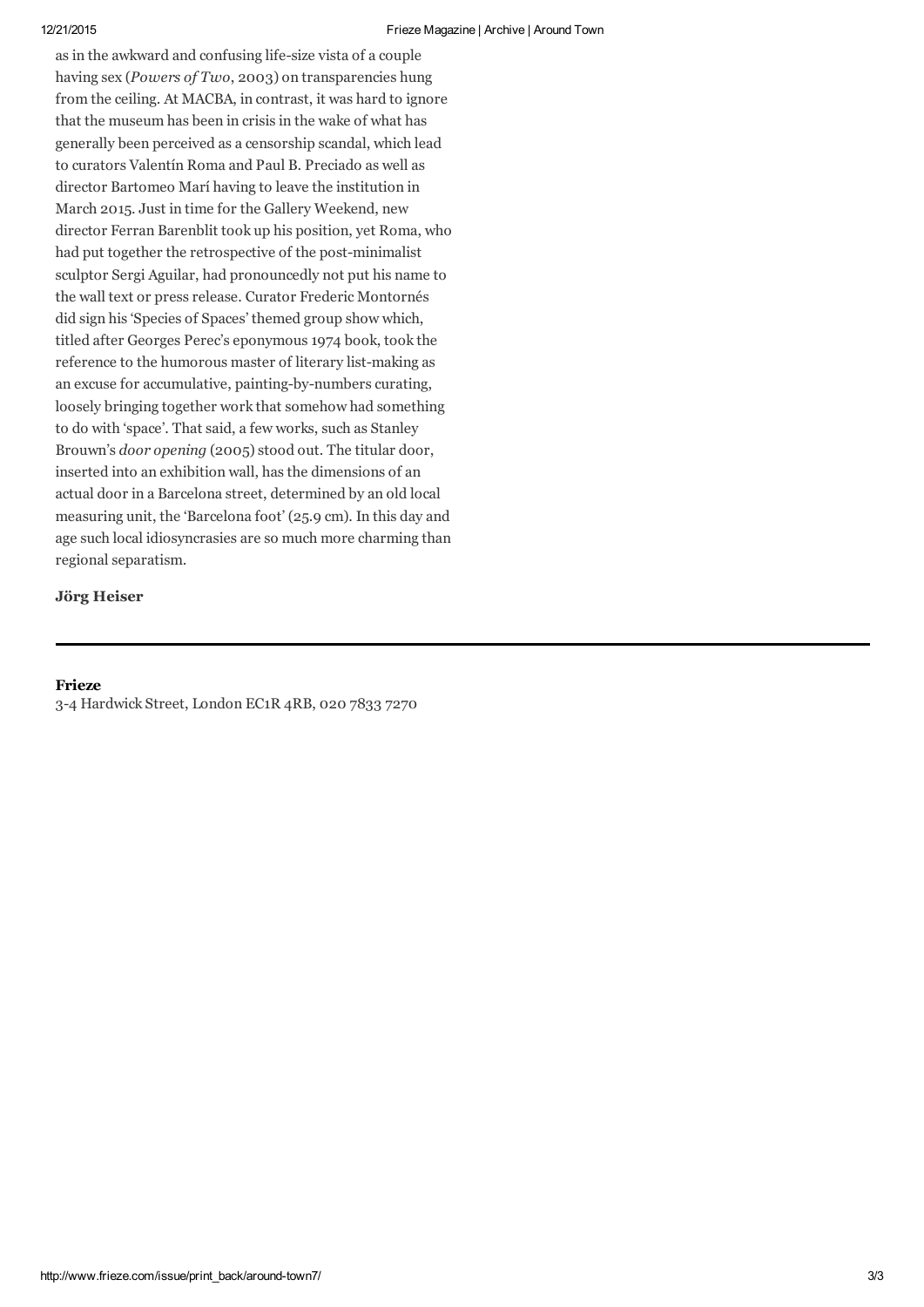as in the awkward and confusing life-size vista of a couple having sex (*Powers of Two*, 2003) on transparencies hung from the ceiling. At MACBA, in contrast, it was hard to ignore that the museum has been in crisis in the wake of what has generally been perceived as a censorship scandal, which lead to curators Valentín Roma and Paul B. Preciado as well as director Bartomeo Marí having to leave the institution in March 2015. Just in time for the Gallery Weekend, new director Ferran Barenblit took up his position, yet Roma, who had put together the retrospective of the post-minimalist sculptor Sergi Aguilar, had pronouncedly not put his name to the wall text or press release. Curator Frederic Montornés did sign his 'Species of Spaces' themed group show which, titled after Georges Perec's eponymous 1974 book, took the reference to the humorous master of literary list-making as an excuse for accumulative, painting-by-numbers curating, loosely bringing together work that somehow had something to do with 'space'. That said, a few works, such as Stanley Brouwn's *door opening* (2005) stood out. The titular door, inserted into an exhibition wall, has the dimensions of an actual door in a Barcelona street, determined by an old local measuring unit, the 'Barcelona foot' (25.9 cm). In this day and age such local idiosyncrasies are so much more charming than regional separatism.

**Jörg Heiser**

---

**Frieze**
3-4 Hardwick Street, London EC1R 4RB, 020 7833 7270